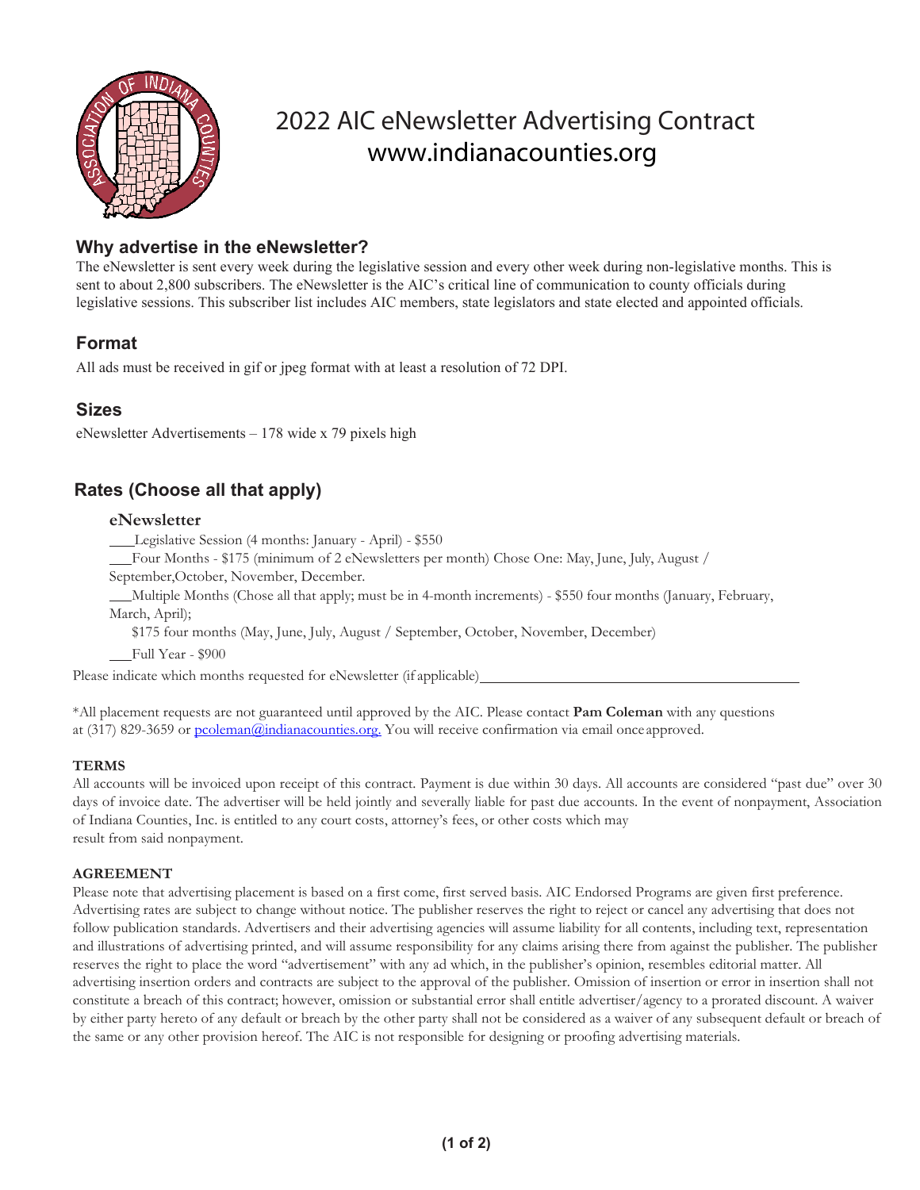# 2022 AIC eNewsletter Advertising Contract
www.indianacounties.org

## Why advertise in the eNewsletter?

The eNewsletter is sent every week during the legislative session and every other week during non-legislative months. This is sent to about 2,800 subscribers. The eNewsletter is the AIC's critical line of communication to county officials during legislative sessions. This subscriber list includes AIC members, state legislators and state elected and appointed officials.

## Format

All ads must be received in gif or jpeg format with at least a resolution of 72 DPI.

## Sizes

eNewsletter Advertisements – 178 wide x 79 pixels high

## Rates (Choose all that apply)

### eNewsletter

\_\_\_Legislative Session (4 months: January - April) - $550

\_\_\_Four Months - $175 (minimum of 2 eNewsletters per month) Chose One: May, June, July, August / September,October, November, December.

\_\_\_Multiple Months (Chose all that apply; must be in 4-month increments) - $550 four months (January, February, March, April);

$175 four months (May, June, July, August / September, October, November, December)

\_\_\_Full Year - $900

Please indicate which months requested for eNewsletter (if applicable)\_\_\_\_\_\_\_\_\_\_\_\_\_\_\_\_\_\_\_\_\_\_\_\_\_\_\_\_\_\_\_\_\_\_\_\_\_\_\_\_

*All placement requests are not guaranteed until approved by the AIC. Please contact **Pam Coleman** with any questions at (317) 829-3659 or pcoleman@indianacounties.org. You will receive confirmation via email once approved.

**TERMS**

All accounts will be invoiced upon receipt of this contract. Payment is due within 30 days. All accounts are considered "past due" over 30 days of invoice date. The advertiser will be held jointly and severally liable for past due accounts. In the event of nonpayment, Association of Indiana Counties, Inc. is entitled to any court costs, attorney's fees, or other costs which may result from said nonpayment.

**AGREEMENT**

Please note that advertising placement is based on a first come, first served basis. AIC Endorsed Programs are given first preference. Advertising rates are subject to change without notice. The publisher reserves the right to reject or cancel any advertising that does not follow publication standards. Advertisers and their advertising agencies will assume liability for all contents, including text, representation and illustrations of advertising printed, and will assume responsibility for any claims arising there from against the publisher. The publisher reserves the right to place the word "advertisement" with any ad which, in the publisher's opinion, resembles editorial matter. All advertising insertion orders and contracts are subject to the approval of the publisher. Omission of insertion or error in insertion shall not constitute a breach of this contract; however, omission or substantial error shall entitle advertiser/agency to a prorated discount. A waiver by either party hereto of any default or breach by the other party shall not be considered as a waiver of any subsequent default or breach of the same or any other provision hereof. The AIC is not responsible for designing or proofing advertising materials.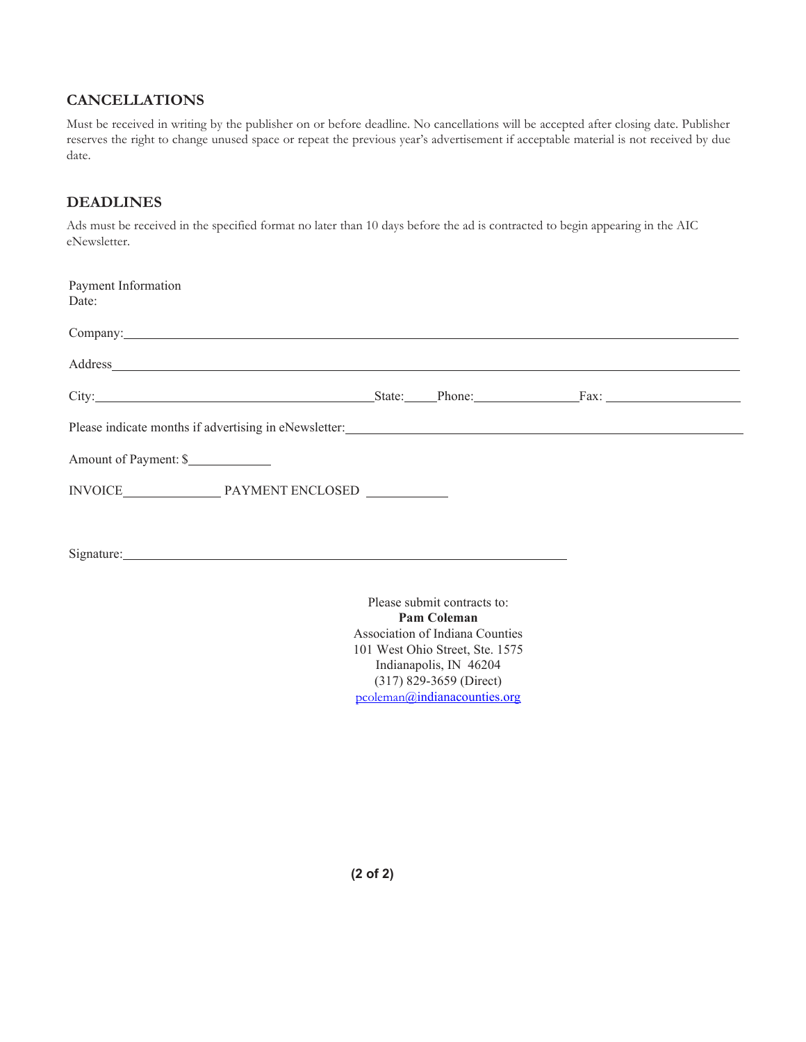## CANCELLATIONS

Must be received in writing by the publisher on or before deadline. No cancellations will be accepted after closing date. Publisher reserves the right to change unused space or repeat the previous year's advertisement if acceptable material is not received by due date.

## DEADLINES

Ads must be received in the specified format no later than 10 days before the ad is contracted to begin appearing in the AIC eNewsletter.

Payment Information
Date:

Company:\_\_\_\_\_\_\_\_\_\_\_\_\_\_\_\_\_\_\_\_\_\_\_\_\_\_\_\_\_\_\_\_\_\_\_\_\_\_\_\_\_\_\_\_\_\_\_\_\_\_\_\_\_\_\_\_\_\_\_\_

Address\_\_\_\_\_\_\_\_\_\_\_\_\_\_\_\_\_\_\_\_\_\_\_\_\_\_\_\_\_\_\_\_\_\_\_\_\_\_\_\_\_\_\_\_\_\_\_\_\_\_\_\_\_\_\_\_\_\_\_\_\_

City:\_\_\_\_\_\_\_\_\_\_\_\_\_\_\_\_\_\_\_\_\_\_\_\_\_\_State:\_\_\_\_Phone:\_\_\_\_\_\_\_\_\_\_\_\_Fax: \_\_\_\_\_\_\_\_\_\_\_\_\_\_

Please indicate months if advertising in eNewsletter:\_\_\_\_\_\_\_\_\_\_\_\_\_\_\_\_\_\_\_\_\_\_\_\_\_\_\_\_\_\_\_\_\_\_\_\_\_

Amount of Payment: $\_\_\_\_\_\_\_\_\_\_

INVOICE\_\_\_\_\_\_\_\_\_\_\_\_ PAYMENT ENCLOSED \_\_\_\_\_\_\_\_\_\_

Signature:\_\_\_\_\_\_\_\_\_\_\_\_\_\_\_\_\_\_\_\_\_\_\_\_\_\_\_\_\_\_\_\_\_\_\_\_\_\_\_\_\_\_\_\_\_\_\_\_\_\_

Please submit contracts to:
**Pam Coleman**
Association of Indiana Counties
101 West Ohio Street, Ste. 1575
Indianapolis, IN 46204
(317) 829-3659 (Direct)
pcoleman@indianacounties.org